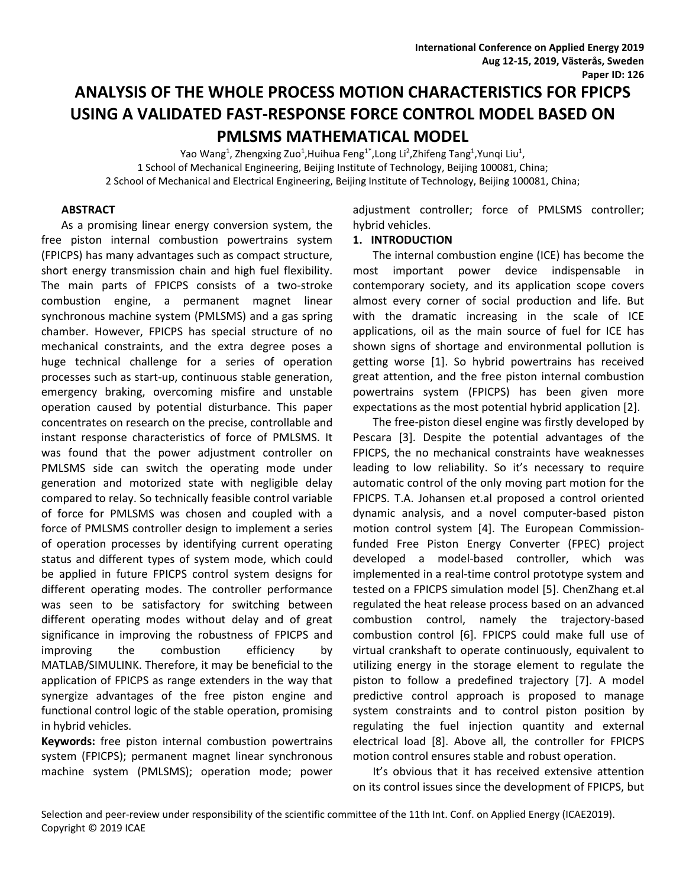International Conference on Applied Energy 2019
Aug 12-15, 2019, Västerås, Sweden
Paper ID: 126

# ANALYSIS OF THE WHOLE PROCESS MOTION CHARACTERISTICS FOR FPICPS USING A VALIDATED FAST-RESPONSE FORCE CONTROL MODEL BASED ON PMLSMS MATHEMATICAL MODEL

Yao Wang[1], Zhengxing Zuo[1], Huihua Feng[1*], Long Li[2], Zhifeng Tang[1], Yunqi Liu[1],

1 School of Mechanical Engineering, Beijing Institute of Technology, Beijing 100081, China;

2 School of Mechanical and Electrical Engineering, Beijing Institute of Technology, Beijing 100081, China;

## ABSTRACT

As a promising linear energy conversion system, the free piston internal combustion powertrains system (FPICPS) has many advantages such as compact structure, short energy transmission chain and high fuel flexibility. The main parts of FPICPS consists of a two-stroke combustion engine, a permanent magnet linear synchronous machine system (PMLSMS) and a gas spring chamber. However, FPICPS has special structure of no mechanical constraints, and the extra degree poses a huge technical challenge for a series of operation processes such as start-up, continuous stable generation, emergency braking, overcoming misfire and unstable operation caused by potential disturbance. This paper concentrates on research on the precise, controllable and instant response characteristics of force of PMLSMS. It was found that the power adjustment controller on PMLSMS side can switch the operating mode under generation and motorized state with negligible delay compared to relay. So technically feasible control variable of force for PMLSMS was chosen and coupled with a force of PMLSMS controller design to implement a series of operation processes by identifying current operating status and different types of system mode, which could be applied in future FPICPS control system designs for different operating modes. The controller performance was seen to be satisfactory for switching between different operating modes without delay and of great significance in improving the robustness of FPICPS and improving the combustion efficiency by MATLAB/SIMULINK. Therefore, it may be beneficial to the application of FPICPS as range extenders in the way that synergize advantages of the free piston engine and functional control logic of the stable operation, promising in hybrid vehicles.

**Keywords:** free piston internal combustion powertrains system (FPICPS); permanent magnet linear synchronous machine system (PMLSMS); operation mode; power adjustment controller; force of PMLSMS controller; hybrid vehicles.

## 1. INTRODUCTION

The internal combustion engine (ICE) has become the most important power device indispensable in contemporary society, and its application scope covers almost every corner of social production and life. But with the dramatic increasing in the scale of ICE applications, oil as the main source of fuel for ICE has shown signs of shortage and environmental pollution is getting worse [1]. So hybrid powertrains has received great attention, and the free piston internal combustion powertrains system (FPICPS) has been given more expectations as the most potential hybrid application [2].

The free-piston diesel engine was firstly developed by Pescara [3]. Despite the potential advantages of the FPICPS, the no mechanical constraints have weaknesses leading to low reliability. So it's necessary to require automatic control of the only moving part motion for the FPICPS. T.A. Johansen et.al proposed a control oriented dynamic analysis, and a novel computer-based piston motion control system [4]. The European Commission-funded Free Piston Energy Converter (FPEC) project developed a model-based controller, which was implemented in a real-time control prototype system and tested on a FPICPS simulation model [5]. ChenZhang et.al regulated the heat release process based on an advanced combustion control, namely the trajectory-based combustion control [6]. FPICPS could make full use of virtual crankshaft to operate continuously, equivalent to utilizing energy in the storage element to regulate the piston to follow a predefined trajectory [7]. A model predictive control approach is proposed to manage system constraints and to control piston position by regulating the fuel injection quantity and external electrical load [8]. Above all, the controller for FPICPS motion control ensures stable and robust operation.

It's obvious that it has received extensive attention on its control issues since the development of FPICPS, but

Selection and peer-review under responsibility of the scientific committee of the 11th Int. Conf. on Applied Energy (ICAE2019).
Copyright © 2019 ICAE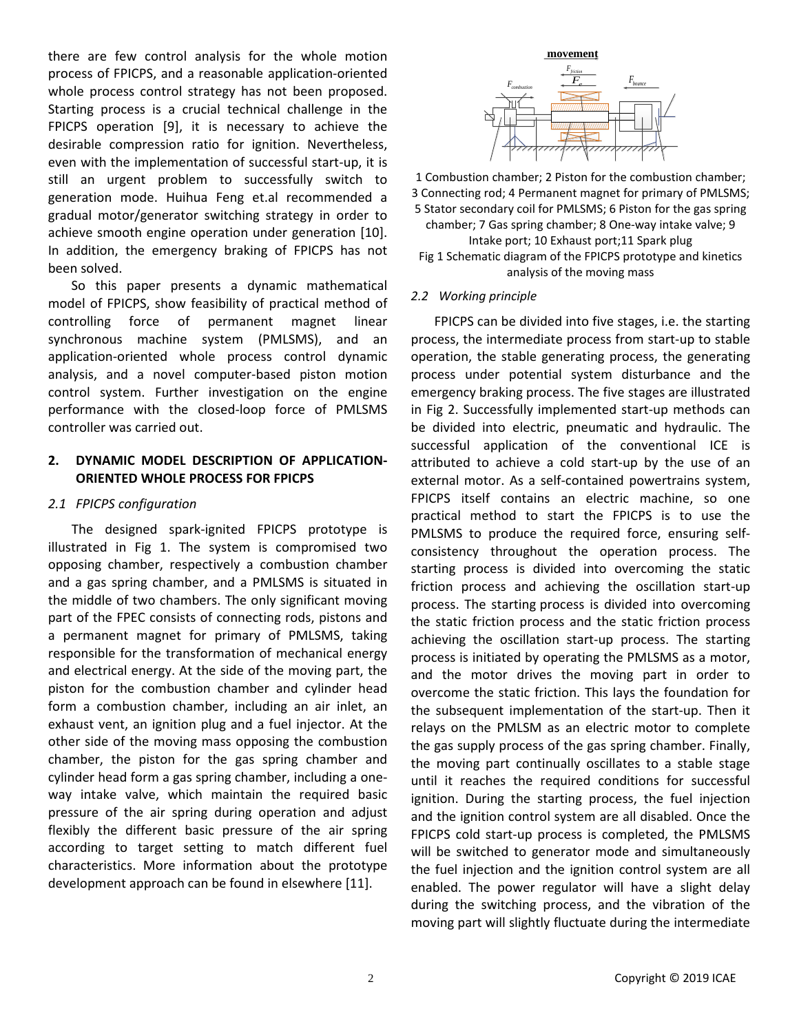there are few control analysis for the whole motion process of FPICPS, and a reasonable application-oriented whole process control strategy has not been proposed. Starting process is a crucial technical challenge in the FPICPS operation [9], it is necessary to achieve the desirable compression ratio for ignition. Nevertheless, even with the implementation of successful start-up, it is still an urgent problem to successfully switch to generation mode. Huihua Feng et.al recommended a gradual motor/generator switching strategy in order to achieve smooth engine operation under generation [10]. In addition, the emergency braking of FPICPS has not been solved.

So this paper presents a dynamic mathematical model of FPICPS, show feasibility of practical method of controlling force of permanent magnet linear synchronous machine system (PMLSMS), and an application-oriented whole process control dynamic analysis, and a novel computer-based piston motion control system. Further investigation on the engine performance with the closed-loop force of PMLSMS controller was carried out.

## 2. DYNAMIC MODEL DESCRIPTION OF APPLICATION-ORIENTED WHOLE PROCESS FOR FPICPS

### *2.1 FPICPS configuration*

The designed spark-ignited FPICPS prototype is illustrated in Fig 1. The system is compromised two opposing chamber, respectively a combustion chamber and a gas spring chamber, and a PMLSMS is situated in the middle of two chambers. The only significant moving part of the FPEC consists of connecting rods, pistons and a permanent magnet for primary of PMLSMS, taking responsible for the transformation of mechanical energy and electrical energy. At the side of the moving part, the piston for the combustion chamber and cylinder head form a combustion chamber, including an air inlet, an exhaust vent, an ignition plug and a fuel injector. At the other side of the moving mass opposing the combustion chamber, the piston for the gas spring chamber and cylinder head form a gas spring chamber, including a one-way intake valve, which maintain the required basic pressure of the air spring during operation and adjust flexibly the different basic pressure of the air spring according to target setting to match different fuel characteristics. More information about the prototype development approach can be found in elsewhere [11].

movement

$F_{friction}$

$F_e$

$F_{combustion}$

$F_{bounce}$

1 Combustion chamber; 2 Piston for the combustion chamber; 3 Connecting rod; 4 Permanent magnet for primary of PMLSMS; 5 Stator secondary coil for PMLSMS; 6 Piston for the gas spring chamber; 7 Gas spring chamber; 8 One-way intake valve; 9 Intake port; 10 Exhaust port;11 Spark plug

Fig 1 Schematic diagram of the FPICPS prototype and kinetics analysis of the moving mass

### *2.2 Working principle*

FPICPS can be divided into five stages, i.e. the starting process, the intermediate process from start-up to stable operation, the stable generating process, the generating process under potential system disturbance and the emergency braking process. The five stages are illustrated in Fig 2. Successfully implemented start-up methods can be divided into electric, pneumatic and hydraulic. The successful application of the conventional ICE is attributed to achieve a cold start-up by the use of an external motor. As a self-contained powertrains system, FPICPS itself contains an electric machine, so one practical method to start the FPICPS is to use the PMLSMS to produce the required force, ensuring self-consistency throughout the operation process. The starting process is divided into overcoming the static friction process and achieving the oscillation start-up process. The starting process is divided into overcoming the static friction process and the static friction process achieving the oscillation start-up process. The starting process is initiated by operating the PMLSMS as a motor, and the motor drives the moving part in order to overcome the static friction. This lays the foundation for the subsequent implementation of the start-up. Then it relays on the PMLSM as an electric motor to complete the gas supply process of the gas spring chamber. Finally, the moving part continually oscillates to a stable stage until it reaches the required conditions for successful ignition. During the starting process, the fuel injection and the ignition control system are all disabled. Once the FPICPS cold start-up process is completed, the PMLSMS will be switched to generator mode and simultaneously the fuel injection and the ignition control system are all enabled. The power regulator will have a slight delay during the switching process, and the vibration of the moving part will slightly fluctuate during the intermediate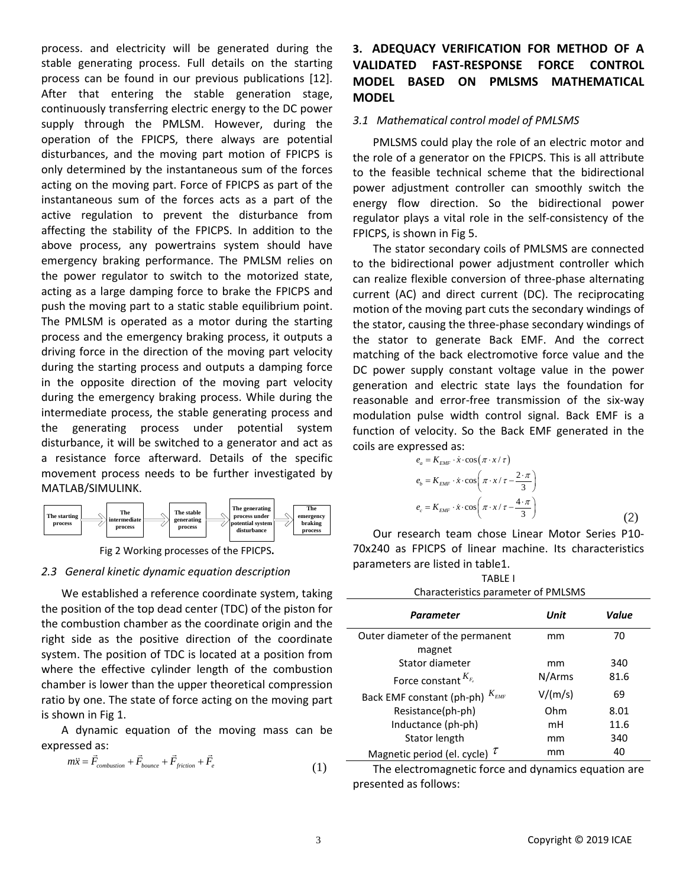process. and electricity will be generated during the stable generating process. Full details on the starting process can be found in our previous publications [12]. After that entering the stable generation stage, continuously transferring electric energy to the DC power supply through the PMLSM. However, during the operation of the FPICPS, there always are potential disturbances, and the moving part motion of FPICPS is only determined by the instantaneous sum of the forces acting on the moving part. Force of FPICPS as part of the instantaneous sum of the forces acts as a part of the active regulation to prevent the disturbance from affecting the stability of the FPICPS. In addition to the above process, any powertrains system should have emergency braking performance. The PMLSM relies on the power regulator to switch to the motorized state, acting as a large damping force to brake the FPICPS and push the moving part to a static stable equilibrium point. The PMLSM is operated as a motor during the starting process and the emergency braking process, it outputs a driving force in the direction of the moving part velocity during the starting process and outputs a damping force in the opposite direction of the moving part velocity during the emergency braking process. While during the intermediate process, the stable generating process and the generating process under potential system disturbance, it will be switched to a generator and act as a resistance force afterward. Details of the specific movement process needs to be further investigated by MATLAB/SIMULINK.

The starting process → The intermediate process → The stable generating process → The generating process under potential system disturbance → The emergency braking process

Fig 2 Working processes of the FPICPS.

### 2.3 General kinetic dynamic equation description

We established a reference coordinate system, taking the position of the top dead center (TDC) of the piston for the combustion chamber as the coordinate origin and the right side as the positive direction of the coordinate system. The position of TDC is located at a position from where the effective cylinder length of the combustion chamber is lower than the upper theoretical compression ratio by one. The state of force acting on the moving part is shown in Fig 1.

A dynamic equation of the moving mass can be expressed as:

$$m\ddot{x} = \vec{F}_{combustion} + \vec{F}_{bounce} + \vec{F}_{friction} + \vec{F}_{e} \tag{1}$$

## 3. ADEQUACY VERIFICATION FOR METHOD OF A VALIDATED FAST-RESPONSE FORCE CONTROL MODEL BASED ON PMLSMS MATHEMATICAL MODEL

### 3.1 Mathematical control model of PMLSMS

PMLSMS could play the role of an electric motor and the role of a generator on the FPICPS. This is all attribute to the feasible technical scheme that the bidirectional power adjustment controller can smoothly switch the energy flow direction. So the bidirectional power regulator plays a vital role in the self-consistency of the FPICPS, is shown in Fig 5.

The stator secondary coils of PMLSMS are connected to the bidirectional power adjustment controller which can realize flexible conversion of three-phase alternating current (AC) and direct current (DC). The reciprocating motion of the moving part cuts the secondary windings of the stator, causing the three-phase secondary windings of the stator to generate Back EMF. And the correct matching of the back electromotive force value and the DC power supply constant voltage value in the power generation and electric state lays the foundation for reasonable and error-free transmission of the six-way modulation pulse width control signal. Back EMF is a function of velocity. So the Back EMF generated in the coils are expressed as:

$$\begin{aligned}
e_a &= K_{EMF} \cdot \dot{x} \cdot \cos(\pi \cdot x / \tau) \\
e_b &= K_{EMF} \cdot \dot{x} \cdot \cos\left(\pi \cdot x / \tau - \frac{2 \cdot \pi}{3}\right) \\
e_c &= K_{EMF} \cdot \dot{x} \cdot \cos\left(\pi \cdot x / \tau - \frac{4 \cdot \pi}{3}\right)
\end{aligned} \tag{2}$$

Our research team chose Linear Motor Series P10-70x240 as FPICPS of linear machine. Its characteristics parameters are listed in table1.

TABLE I
Characteristics parameter of PMLSMS

| *Parameter* | *Unit* | *Value* |
|---|---|---|
| Outer diameter of the permanent magnet | mm | 70 |
| Stator diameter | mm | 340 |
| Force constant $K_{F_e}$ | N/Arms | 81.6 |
| Back EMF constant (ph-ph) $K_{EMF}$ | V/(m/s) | 69 |
| Resistance(ph-ph) | Ohm | 8.01 |
| Inductance (ph-ph) | mH | 11.6 |
| Stator length | mm | 340 |
| Magnetic period (el. cycle) $\tau$ | mm | 40 |

The electromagnetic force and dynamics equation are presented as follows: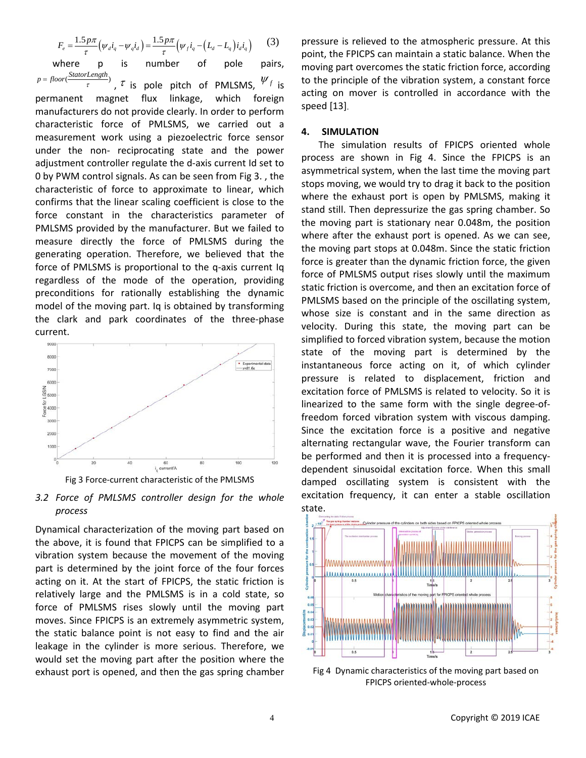$$F_e = \frac{1.5p\pi}{\tau}\left(\psi_d i_q - \psi_q i_d\right) = \frac{1.5p\pi}{\tau}\left(\psi_f i_q - \left(L_d - L_q\right) i_d i_q\right) \quad (3)$$

where p is number of pole pairs, $p = floor(\frac{StatorLength}{\tau})$, $\tau$ is pole pitch of PMLSMS, $\psi_f$ is permanent magnet flux linkage, which foreign manufacturers do not provide clearly. In order to perform characteristic force of PMLSMS, we carried out a measurement work using a piezoelectric force sensor under the non- reciprocating state and the power adjustment controller regulate the d-axis current Id set to 0 by PWM control signals. As can be seen from Fig 3. , the characteristic of force to approximate to linear, which confirms that the linear scaling coefficient is close to the force constant in the characteristics parameter of PMLSMS provided by the manufacturer. But we failed to measure directly the force of PMLSMS during the generating operation. Therefore, we believed that the force of PMLSMS is proportional to the q-axis current Iq regardless of the mode of the operation, providing preconditions for rationally establishing the dynamic model of the moving part. Iq is obtained by transforming the clark and park coordinates of the three-phase current.

Force for LGS/N

9000
8000
7000
6000
5000
4000
3000
2000
1000
0

0
20
40
60
80
100
120

$i_q$ current/A

Experimental data
y=81.6x

Fig 3 Force-current characteristic of the PMLSMS

### *3.2 Force of PMLSMS controller design for the whole process*

Dynamical characterization of the moving part based on the above, it is found that FPICPS can be simplified to a vibration system because the movement of the moving part is determined by the joint force of the four forces acting on it. At the start of FPICPS, the static friction is relatively large and the PMLSMS is in a cold state, so force of PMLSMS rises slowly until the moving part moves. Since FPICPS is an extremely asymmetric system, the static balance point is not easy to find and the air leakage in the cylinder is more serious. Therefore, we would set the moving part after the position where the exhaust port is opened, and then the gas spring chamber pressure is relieved to the atmospheric pressure. At this point, the FPICPS can maintain a static balance. When the moving part overcomes the static friction force, according to the principle of the vibration system, a constant force acting on mover is controlled in accordance with the speed [13].

## 4. SIMULATION

The simulation results of FPICPS oriented whole process are shown in Fig 4. Since the FPICPS is an asymmetrical system, when the last time the moving part stops moving, we would try to drag it back to the position where the exhaust port is open by PMLSMS, making it stand still. Then depressurize the gas spring chamber. So the moving part is stationary near 0.048m, the position where after the exhaust port is opened. As we can see, the moving part stops at 0.048m. Since the static friction force is greater than the dynamic friction force, the given force of PMLSMS output rises slowly until the maximum static friction is overcome, and then an excitation force of PMLSMS based on the principle of the oscillating system, whose size is constant and in the same direction as velocity. During this state, the moving part can be simplified to forced vibration system, because the motion state of the moving part is determined by the instantaneous force acting on it, of which cylinder pressure is related to displacement, friction and excitation force of PMLSMS is related to velocity. So it is linearized to the same form with the single degree-of-freedom forced vibration system with viscous damping. Since the excitation force is a positive and negative alternating rectangular wave, the Fourier transform can be performed and then it is processed into a frequency-dependent sinusoidal excitation force. When this small damped oscillating system is consistent with the excitation frequency, it can enter a stable oscillation state.

Cylinder pressure of the cylinders on both sides based on FPICPS oriented whole process

Cylinder pressure for the combustion chamber

Cylinder pressure for the gas spring chamber

Time/s

Motion characteristics of the moving part for FPICPS oriented whole process

Displacement/m

velocity/(m/s)

Time/s

Fig 4 Dynamic characteristics of the moving part based on FPICPS oriented-whole-process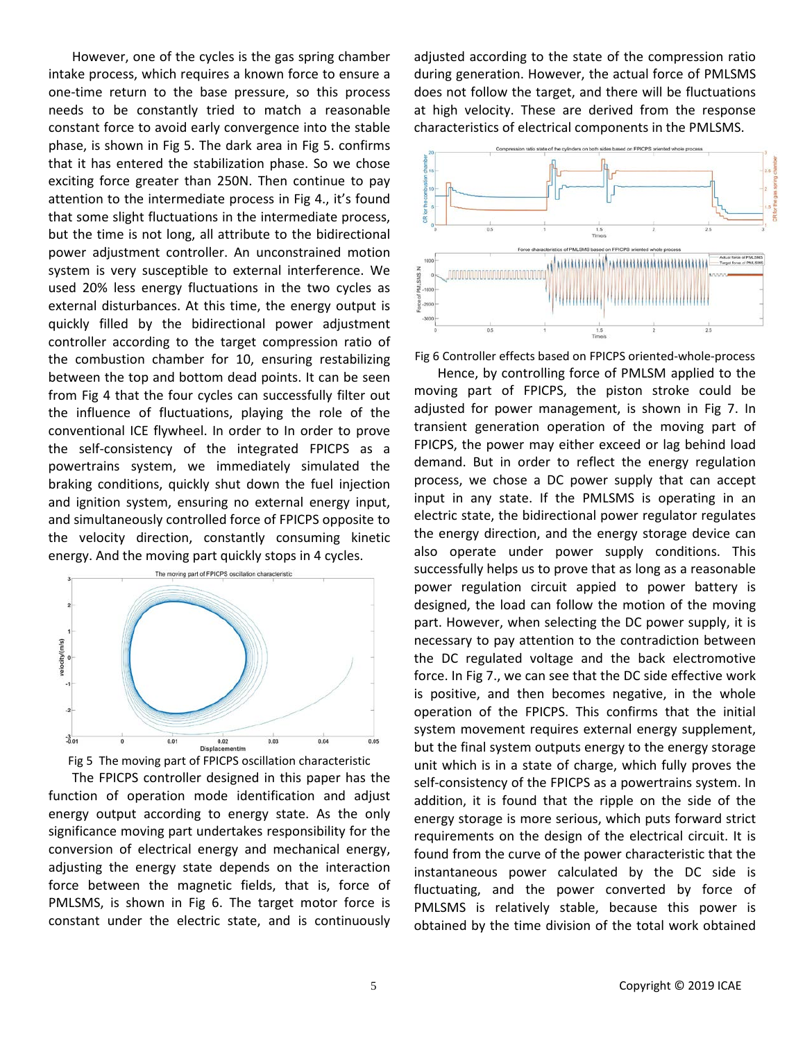However, one of the cycles is the gas spring chamber intake process, which requires a known force to ensure a one-time return to the base pressure, so this process needs to be constantly tried to match a reasonable constant force to avoid early convergence into the stable phase, is shown in Fig 5. The dark area in Fig 5. confirms that it has entered the stabilization phase. So we chose exciting force greater than 250N. Then continue to pay attention to the intermediate process in Fig 4., it's found that some slight fluctuations in the intermediate process, but the time is not long, all attribute to the bidirectional power adjustment controller. An unconstrained motion system is very susceptible to external interference. We used 20% less energy fluctuations in the two cycles as external disturbances. At this time, the energy output is quickly filled by the bidirectional power adjustment controller according to the target compression ratio of the combustion chamber for 10, ensuring restabilizing between the top and bottom dead points. It can be seen from Fig 4 that the four cycles can successfully filter out the influence of fluctuations, playing the role of the conventional ICE flywheel. In order to In order to prove the self-consistency of the integrated FPICPS as a powertrains system, we immediately simulated the braking conditions, quickly shut down the fuel injection and ignition system, ensuring no external energy input, and simultaneously controlled force of FPICPS opposite to the velocity direction, constantly consuming kinetic energy. And the moving part quickly stops in 4 cycles.

The moving part of FPICPS oscillation characteristic

velocity/(m/s)

Displacement/m

Fig 5 The moving part of FPICPS oscillation characteristic

The FPICPS controller designed in this paper has the function of operation mode identification and adjust energy output according to energy state. As the only significance moving part undertakes responsibility for the conversion of electrical energy and mechanical energy, adjusting the energy state depends on the interaction force between the magnetic fields, that is, force of PMLSMS, is shown in Fig 6. The target motor force is constant under the electric state, and is continuously adjusted according to the state of the compression ratio during generation. However, the actual force of PMLSMS does not follow the target, and there will be fluctuations at high velocity. These are derived from the response characteristics of electrical components in the PMLSMS.

Compression ratio state of the cylinders on both sides based on FPICPS oriented whole process

CR for the combustion chamber

CR for the gas spring chamber

Time/s

Force characteristics of PMLSMS based on FPICPS oriented whole process

Force of PMLSMS /N

Actual force of PMLSMS

Target force of PMLSMS

Time/s

Fig 6 Controller effects based on FPICPS oriented-whole-process

Hence, by controlling force of PMLSM applied to the moving part of FPICPS, the piston stroke could be adjusted for power management, is shown in Fig 7. In transient generation operation of the moving part of FPICPS, the power may either exceed or lag behind load demand. But in order to reflect the energy regulation process, we chose a DC power supply that can accept input in any state. If the PMLSMS is operating in an electric state, the bidirectional power regulator regulates the energy direction, and the energy storage device can also operate under power supply conditions. This successfully helps us to prove that as long as a reasonable power regulation circuit appied to power battery is designed, the load can follow the motion of the moving part. However, when selecting the DC power supply, it is necessary to pay attention to the contradiction between the DC regulated voltage and the back electromotive force. In Fig 7., we can see that the DC side effective work is positive, and then becomes negative, in the whole operation of the FPICPS. This confirms that the initial system movement requires external energy supplement, but the final system outputs energy to the energy storage unit which is in a state of charge, which fully proves the self-consistency of the FPICPS as a powertrains system. In addition, it is found that the ripple on the side of the energy storage is more serious, which puts forward strict requirements on the design of the electrical circuit. It is found from the curve of the power characteristic that the instantaneous power calculated by the DC side is fluctuating, and the power converted by force of PMLSMS is relatively stable, because this power is obtained by the time division of the total work obtained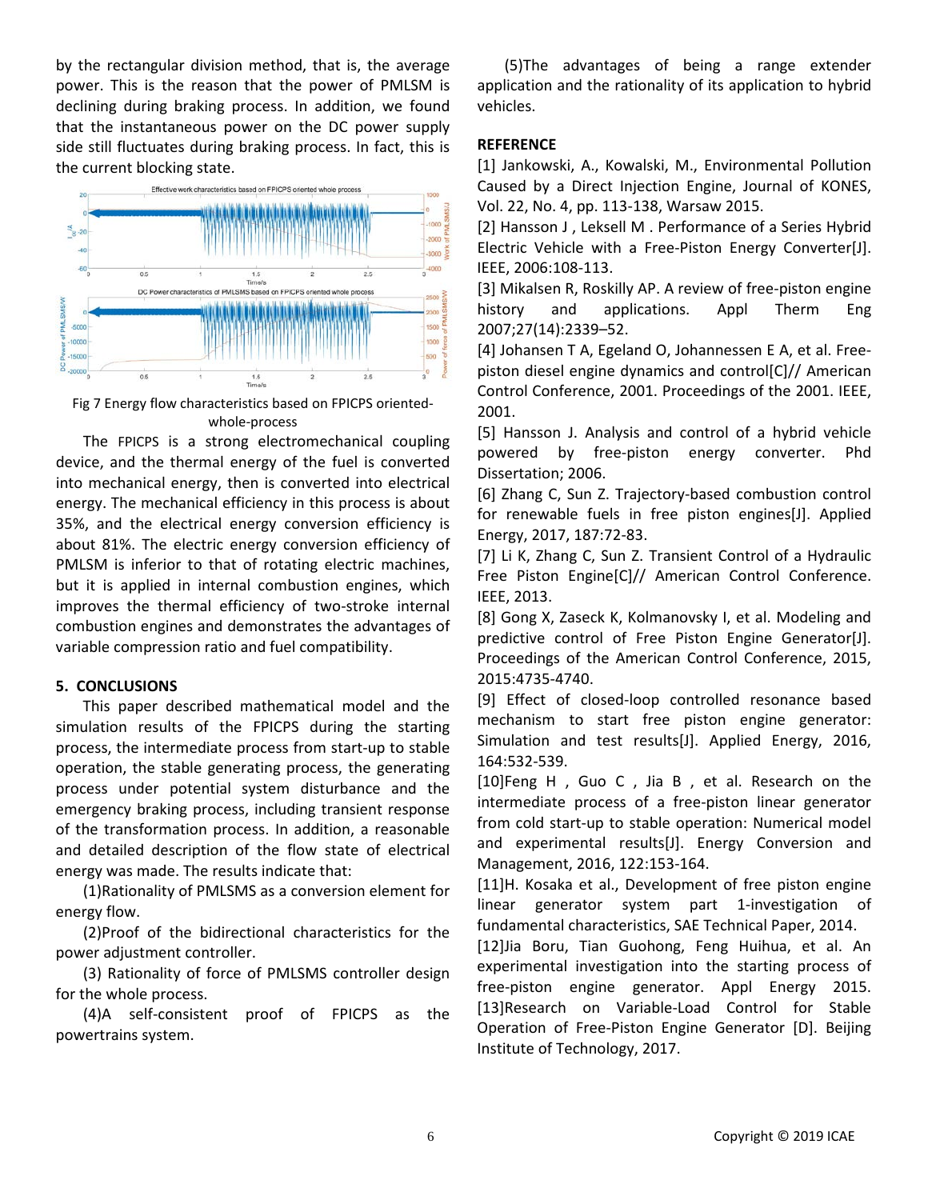by the rectangular division method, that is, the average power. This is the reason that the power of PMLSM is declining during braking process. In addition, we found that the instantaneous power on the DC power supply side still fluctuates during braking process. In fact, this is the current blocking state.

Effective work characteristics based on FPICPS oriented whole process

DC Power characteristics of PMLSMS based on FPICPS oriented whole process

Time/s

Fig 7 Energy flow characteristics based on FPICPS oriented-whole-process

The FPICPS is a strong electromechanical coupling device, and the thermal energy of the fuel is converted into mechanical energy, then is converted into electrical energy. The mechanical efficiency in this process is about 35%, and the electrical energy conversion efficiency is about 81%. The electric energy conversion efficiency of PMLSM is inferior to that of rotating electric machines, but it is applied in internal combustion engines, which improves the thermal efficiency of two-stroke internal combustion engines and demonstrates the advantages of variable compression ratio and fuel compatibility.

## 5. CONCLUSIONS

This paper described mathematical model and the simulation results of the FPICPS during the starting process, the intermediate process from start-up to stable operation, the stable generating process, the generating process under potential system disturbance and the emergency braking process, including transient response of the transformation process. In addition, a reasonable and detailed description of the flow state of electrical energy was made. The results indicate that:

(1)Rationality of PMLSMS as a conversion element for energy flow.

(2)Proof of the bidirectional characteristics for the power adjustment controller.

(3) Rationality of force of PMLSMS controller design for the whole process.

(4)A self-consistent proof of FPICPS as the powertrains system.

(5)The advantages of being a range extender application and the rationality of its application to hybrid vehicles.

## REFERENCE

[1] Jankowski, A., Kowalski, M., Environmental Pollution Caused by a Direct Injection Engine, Journal of KONES, Vol. 22, No. 4, pp. 113-138, Warsaw 2015.

[2] Hansson J , Leksell M . Performance of a Series Hybrid Electric Vehicle with a Free-Piston Energy Converter[J]. IEEE, 2006:108-113.

[3] Mikalsen R, Roskilly AP. A review of free-piston engine history and applications. Appl Therm Eng 2007;27(14):2339–52.

[4] Johansen T A, Egeland O, Johannessen E A, et al. Free-piston diesel engine dynamics and control[C]// American Control Conference, 2001. Proceedings of the 2001. IEEE, 2001.

[5] Hansson J. Analysis and control of a hybrid vehicle powered by free-piston energy converter. Phd Dissertation; 2006.

[6] Zhang C, Sun Z. Trajectory-based combustion control for renewable fuels in free piston engines[J]. Applied Energy, 2017, 187:72-83.

[7] Li K, Zhang C, Sun Z. Transient Control of a Hydraulic Free Piston Engine[C]// American Control Conference. IEEE, 2013.

[8] Gong X, Zaseck K, Kolmanovsky I, et al. Modeling and predictive control of Free Piston Engine Generator[J]. Proceedings of the American Control Conference, 2015, 2015:4735-4740.

[9] Effect of closed-loop controlled resonance based mechanism to start free piston engine generator: Simulation and test results[J]. Applied Energy, 2016, 164:532-539.

[10]Feng H , Guo C , Jia B , et al. Research on the intermediate process of a free-piston linear generator from cold start-up to stable operation: Numerical model and experimental results[J]. Energy Conversion and Management, 2016, 122:153-164.

[11]H. Kosaka et al., Development of free piston engine linear generator system part 1-investigation of fundamental characteristics, SAE Technical Paper, 2014.

[12]Jia Boru, Tian Guohong, Feng Huihua, et al. An experimental investigation into the starting process of free-piston engine generator. Appl Energy 2015.

[13]Research on Variable-Load Control for Stable Operation of Free-Piston Engine Generator [D]. Beijing Institute of Technology, 2017.